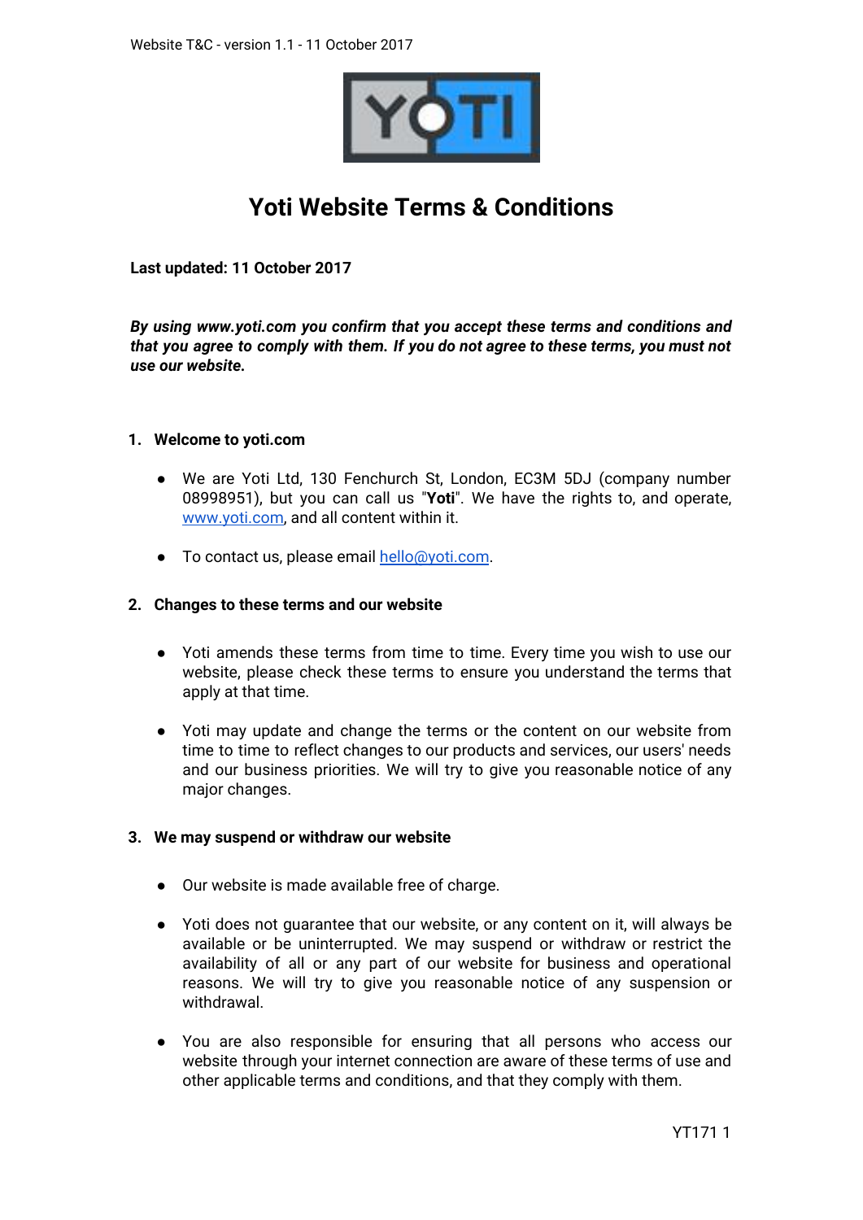# Yoti Website Terms & Conditions

**Last updated: 11 October 2017**

***By using www.yoti.com you confirm that you accept these terms and conditions and that you agree to comply with them. If you do not agree to these terms, you must not use our website.***

## 1. Welcome to yoti.com

- We are Yoti Ltd, 130 Fenchurch St, London, EC3M 5DJ (company number 08998951), but you can call us "**Yoti**". We have the rights to, and operate, www.yoti.com, and all content within it.
- To contact us, please email hello@yoti.com.

## 2. Changes to these terms and our website

- Yoti amends these terms from time to time. Every time you wish to use our website, please check these terms to ensure you understand the terms that apply at that time.
- Yoti may update and change the terms or the content on our website from time to time to reflect changes to our products and services, our users' needs and our business priorities. We will try to give you reasonable notice of any major changes.

## 3. We may suspend or withdraw our website

- Our website is made available free of charge.
- Yoti does not guarantee that our website, or any content on it, will always be available or be uninterrupted. We may suspend or withdraw or restrict the availability of all or any part of our website for business and operational reasons. We will try to give you reasonable notice of any suspension or withdrawal.
- You are also responsible for ensuring that all persons who access our website through your internet connection are aware of these terms of use and other applicable terms and conditions, and that they comply with them.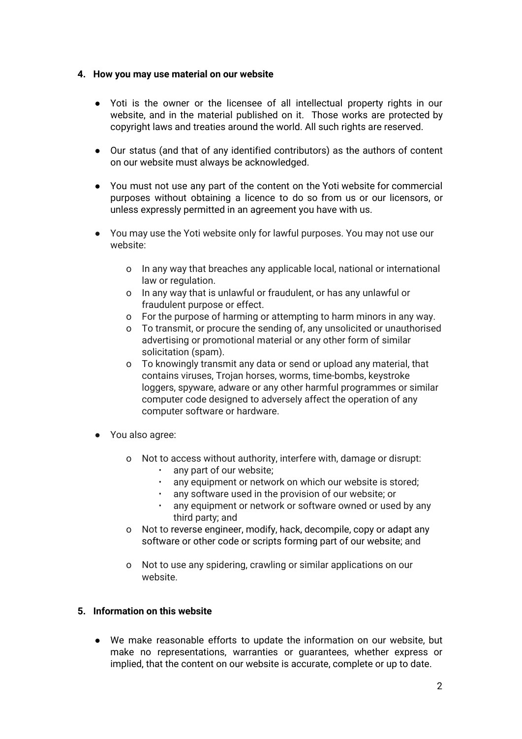## 4. How you may use material on our website

- Yoti is the owner or the licensee of all intellectual property rights in our website, and in the material published on it. Those works are protected by copyright laws and treaties around the world. All such rights are reserved.
- Our status (and that of any identified contributors) as the authors of content on our website must always be acknowledged.
- You must not use any part of the content on the Yoti website for commercial purposes without obtaining a licence to do so from us or our licensors, or unless expressly permitted in an agreement you have with us.
- You may use the Yoti website only for lawful purposes. You may not use our website:
    - In any way that breaches any applicable local, national or international law or regulation.
    - In any way that is unlawful or fraudulent, or has any unlawful or fraudulent purpose or effect.
    - For the purpose of harming or attempting to harm minors in any way.
    - To transmit, or procure the sending of, any unsolicited or unauthorised advertising or promotional material or any other form of similar solicitation (spam).
    - To knowingly transmit any data or send or upload any material, that contains viruses, Trojan horses, worms, time-bombs, keystroke loggers, spyware, adware or any other harmful programmes or similar computer code designed to adversely affect the operation of any computer software or hardware.
- You also agree:
    - Not to access without authority, interfere with, damage or disrupt:
        - any part of our website;
        - any equipment or network on which our website is stored;
        - any software used in the provision of our website; or
        - any equipment or network or software owned or used by any third party; and
    - Not to reverse engineer, modify, hack, decompile, copy or adapt any software or other code or scripts forming part of our website; and
    - Not to use any spidering, crawling or similar applications on our website.

## 5. Information on this website

- We make reasonable efforts to update the information on our website, but make no representations, warranties or guarantees, whether express or implied, that the content on our website is accurate, complete or up to date.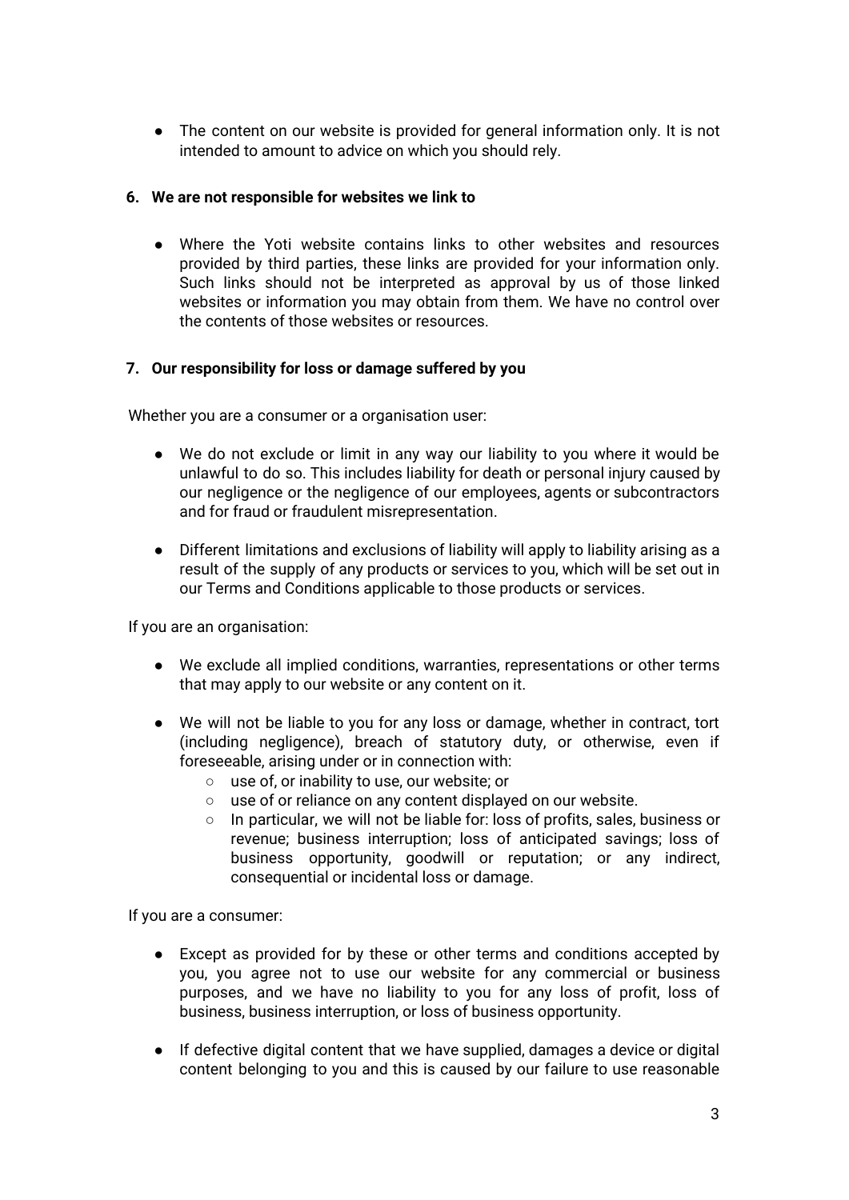- The content on our website is provided for general information only. It is not intended to amount to advice on which you should rely.

### 6. We are not responsible for websites we link to

- Where the Yoti website contains links to other websites and resources provided by third parties, these links are provided for your information only. Such links should not be interpreted as approval by us of those linked websites or information you may obtain from them. We have no control over the contents of those websites or resources.

### 7. Our responsibility for loss or damage suffered by you

Whether you are a consumer or a organisation user:

- We do not exclude or limit in any way our liability to you where it would be unlawful to do so. This includes liability for death or personal injury caused by our negligence or the negligence of our employees, agents or subcontractors and for fraud or fraudulent misrepresentation.

- Different limitations and exclusions of liability will apply to liability arising as a result of the supply of any products or services to you, which will be set out in our Terms and Conditions applicable to those products or services.

If you are an organisation:

- We exclude all implied conditions, warranties, representations or other terms that may apply to our website or any content on it.

- We will not be liable to you for any loss or damage, whether in contract, tort (including negligence), breach of statutory duty, or otherwise, even if foreseeable, arising under or in connection with:
  - use of, or inability to use, our website; or
  - use of or reliance on any content displayed on our website.
  - In particular, we will not be liable for: loss of profits, sales, business or revenue; business interruption; loss of anticipated savings; loss of business opportunity, goodwill or reputation; or any indirect, consequential or incidental loss or damage.

If you are a consumer:

- Except as provided for by these or other terms and conditions accepted by you, you agree not to use our website for any commercial or business purposes, and we have no liability to you for any loss of profit, loss of business, business interruption, or loss of business opportunity.

- If defective digital content that we have supplied, damages a device or digital content belonging to you and this is caused by our failure to use reasonable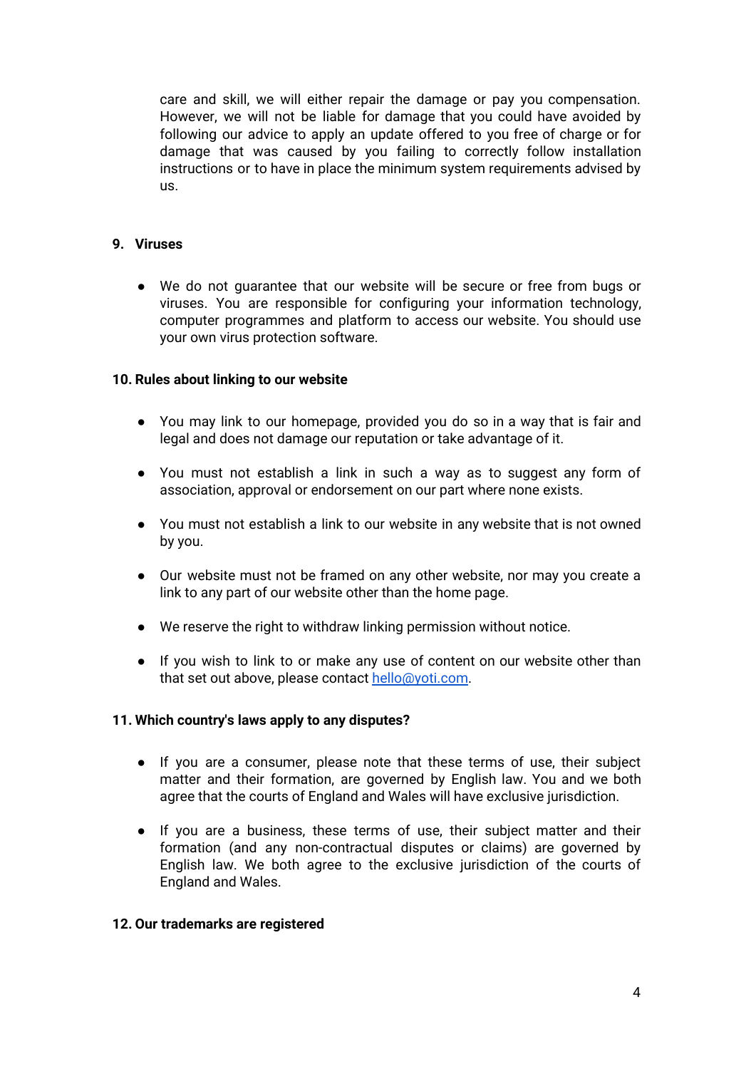care and skill, we will either repair the damage or pay you compensation. However, we will not be liable for damage that you could have avoided by following our advice to apply an update offered to you free of charge or for damage that was caused by you failing to correctly follow installation instructions or to have in place the minimum system requirements advised by us.

**9. Viruses**

- We do not guarantee that our website will be secure or free from bugs or viruses. You are responsible for configuring your information technology, computer programmes and platform to access our website. You should use your own virus protection software.

**10. Rules about linking to our website**

- You may link to our homepage, provided you do so in a way that is fair and legal and does not damage our reputation or take advantage of it.
- You must not establish a link in such a way as to suggest any form of association, approval or endorsement on our part where none exists.
- You must not establish a link to our website in any website that is not owned by you.
- Our website must not be framed on any other website, nor may you create a link to any part of our website other than the home page.
- We reserve the right to withdraw linking permission without notice.
- If you wish to link to or make any use of content on our website other than that set out above, please contact [hello@yoti.com](mailto:hello@yoti.com).

**11. Which country's laws apply to any disputes?**

- If you are a consumer, please note that these terms of use, their subject matter and their formation, are governed by English law. You and we both agree that the courts of England and Wales will have exclusive jurisdiction.
- If you are a business, these terms of use, their subject matter and their formation (and any non-contractual disputes or claims) are governed by English law. We both agree to the exclusive jurisdiction of the courts of England and Wales.

**12. Our trademarks are registered**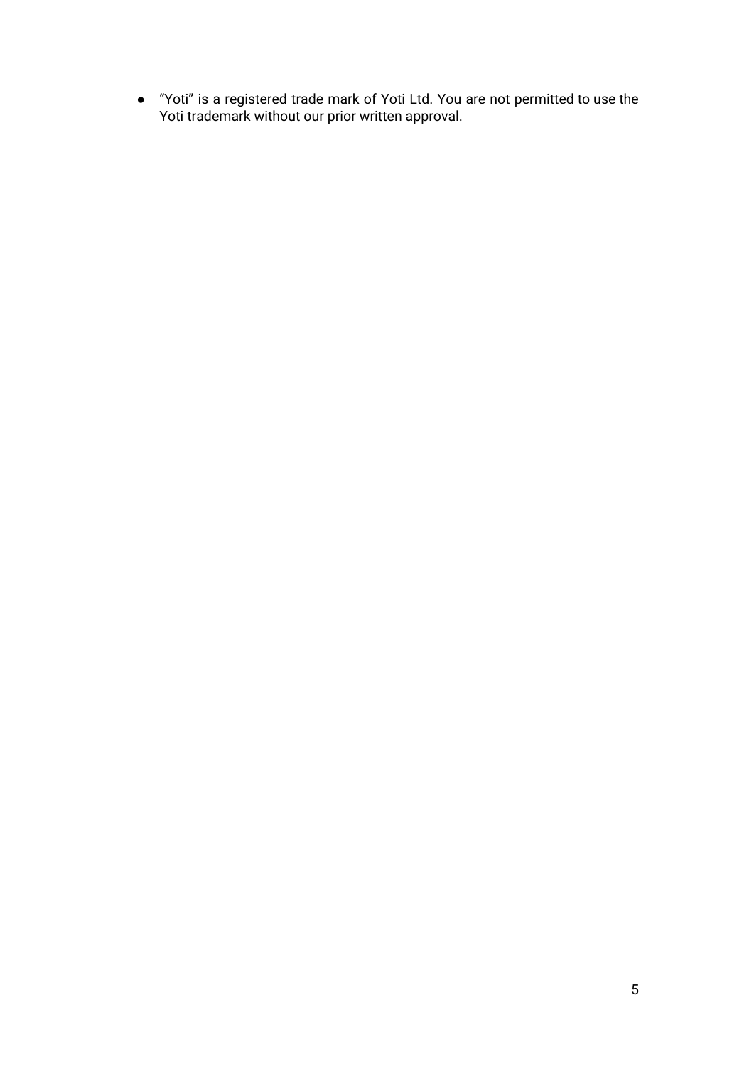- "Yoti" is a registered trade mark of Yoti Ltd. You are not permitted to use the Yoti trademark without our prior written approval.